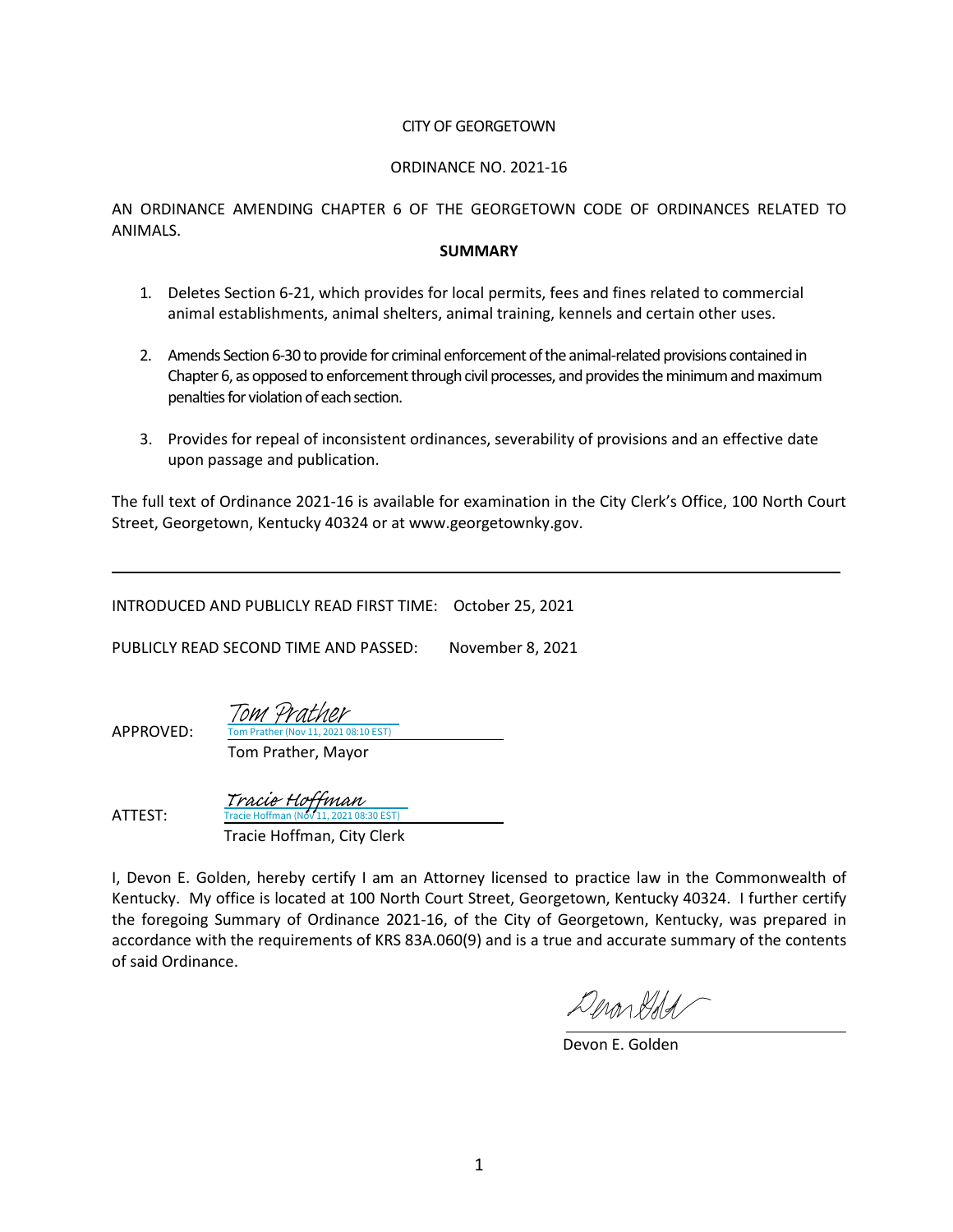CITY OF GEORGETOWN

ORDINANCE NO. 2021-16

AN ORDINANCE AMENDING CHAPTER 6 OF THE GEORGETOWN CODE OF ORDINANCES RELATED TO ANIMALS.

**SUMMARY**

1. Deletes Section 6-21, which provides for local permits, fees and fines related to commercial animal establishments, animal shelters, animal training, kennels and certain other uses.

2. Amends Section 6-30 to provide for criminal enforcement of the animal-related provisions contained in Chapter 6, as opposed to enforcement through civil processes, and provides the minimum and maximum penalties for violation of each section.

3. Provides for repeal of inconsistent ordinances, severability of provisions and an effective date upon passage and publication.

The full text of Ordinance 2021-16 is available for examination in the City Clerk's Office, 100 North Court Street, Georgetown, Kentucky 40324 or at www.georgetownky.gov.

---

INTRODUCED AND PUBLICLY READ FIRST TIME: October 25, 2021

PUBLICLY READ SECOND TIME AND PASSED: November 8, 2021

APPROVED: Tom Prather
Tom Prather (Nov 11, 2021 08:10 EST)
Tom Prather, Mayor

ATTEST: Tracie Hoffman
Tracie Hoffman (Nov 11, 2021 08:30 EST)
Tracie Hoffman, City Clerk

I, Devon E. Golden, hereby certify I am an Attorney licensed to practice law in the Commonwealth of Kentucky. My office is located at 100 North Court Street, Georgetown, Kentucky 40324. I further certify the foregoing Summary of Ordinance 2021-16, of the City of Georgetown, Kentucky, was prepared in accordance with the requirements of KRS 83A.060(9) and is a true and accurate summary of the contents of said Ordinance.

Devon E. Golden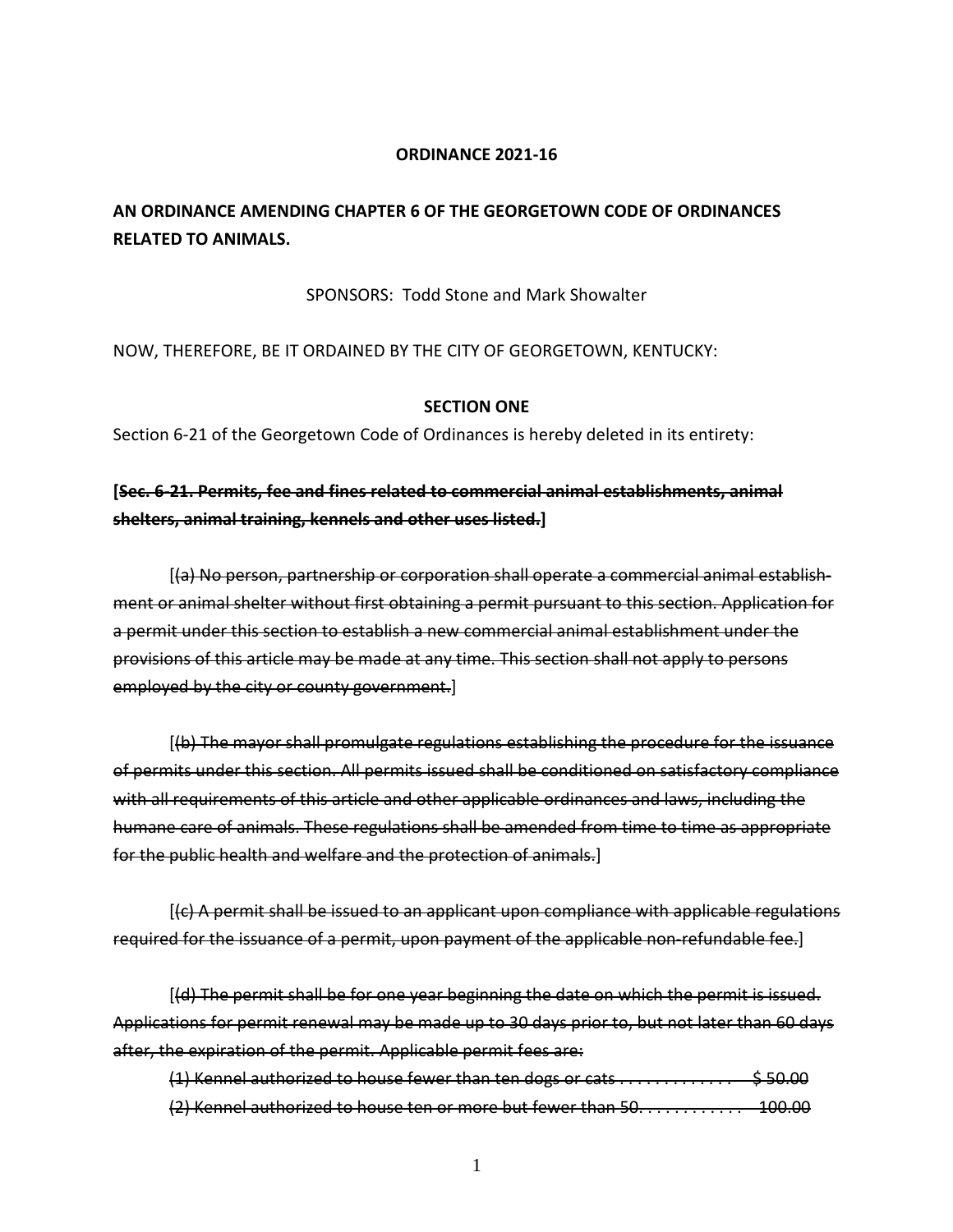**ORDINANCE 2021-16**

**AN ORDINANCE AMENDING CHAPTER 6 OF THE GEORGETOWN CODE OF ORDINANCES RELATED TO ANIMALS.**

SPONSORS: Todd Stone and Mark Showalter

NOW, THEREFORE, BE IT ORDAINED BY THE CITY OF GEORGETOWN, KENTUCKY:

**SECTION ONE**

Section 6-21 of the Georgetown Code of Ordinances is hereby deleted in its entirety:

**[~~Sec. 6-21. Permits, fee and fines related to commercial animal establishments, animal shelters, animal training, kennels and other uses listed.~~]**

[~~(a) No person, partnership or corporation shall operate a commercial animal establishment or animal shelter without first obtaining a permit pursuant to this section. Application for a permit under this section to establish a new commercial animal establishment under the provisions of this article may be made at any time. This section shall not apply to persons employed by the city or county government.~~]

[~~(b) The mayor shall promulgate regulations establishing the procedure for the issuance of permits under this section. All permits issued shall be conditioned on satisfactory compliance with all requirements of this article and other applicable ordinances and laws, including the humane care of animals. These regulations shall be amended from time to time as appropriate for the public health and welfare and the protection of animals.~~]

[~~(c) A permit shall be issued to an applicant upon compliance with applicable regulations required for the issuance of a permit, upon payment of the applicable non-refundable fee.~~]

[~~(d) The permit shall be for one year beginning the date on which the permit is issued. Applications for permit renewal may be made up to 30 days prior to, but not later than 60 days after, the expiration of the permit. Applicable permit fees are:~~

~~(1) Kennel authorized to house fewer than ten dogs or cats . . . . . . . . . . . . . $ 50.00~~

~~(2) Kennel authorized to house ten or more but fewer than 50. . . . . . . . . . . . 100.00~~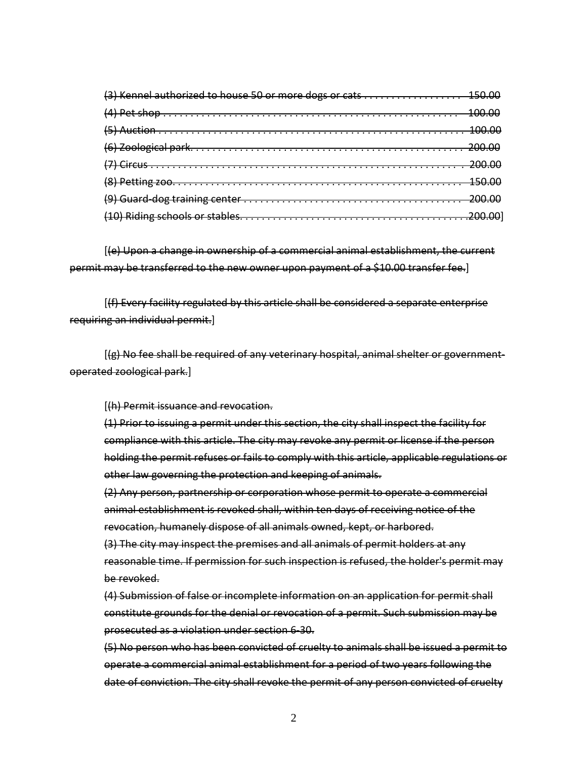~~(3) Kennel authorized to house 50 or more dogs or cats . . . . . . . . . . . . . . . . . . 150.00~~

~~(4) Pet shop . . . . . . . . . . . . . . . . . . . . . . . . . . . . . . . . . . . . . . . . . . . . . . . . . . . . . 100.00~~

~~(5) Auction . . . . . . . . . . . . . . . . . . . . . . . . . . . . . . . . . . . . . . . . . . . . . . . . . . . . . . 100.00~~

~~(6) Zoological park. . . . . . . . . . . . . . . . . . . . . . . . . . . . . . . . . . . . . . . . . . . . . . . . . 200.00~~

~~(7) Circus . . . . . . . . . . . . . . . . . . . . . . . . . . . . . . . . . . . . . . . . . . . . . . . . . . . . . . . 200.00~~

~~(8) Petting zoo. . . . . . . . . . . . . . . . . . . . . . . . . . . . . . . . . . . . . . . . . . . . . . . . . . . . 150.00~~

~~(9) Guard-dog training center . . . . . . . . . . . . . . . . . . . . . . . . . . . . . . . . . . . . . . . . 200.00~~

~~(10) Riding schools or stables. . . . . . . . . . . . . . . . . . . . . . . . . . . . . . . . . . . . . . . . .200.00~~]

[~~(e) Upon a change in ownership of a commercial animal establishment, the current permit may be transferred to the new owner upon payment of a $10.00 transfer fee.~~]

[~~(f) Every facility regulated by this article shall be considered a separate enterprise requiring an individual permit.~~]

[~~(g) No fee shall be required of any veterinary hospital, animal shelter or government-operated zoological park.~~]

[~~(h) Permit issuance and revocation.~~

~~(1) Prior to issuing a permit under this section, the city shall inspect the facility for compliance with this article. The city may revoke any permit or license if the person holding the permit refuses or fails to comply with this article, applicable regulations or other law governing the protection and keeping of animals.~~

~~(2) Any person, partnership or corporation whose permit to operate a commercial animal establishment is revoked shall, within ten days of receiving notice of the revocation, humanely dispose of all animals owned, kept, or harbored.~~

~~(3) The city may inspect the premises and all animals of permit holders at any reasonable time. If permission for such inspection is refused, the holder's permit may be revoked.~~

~~(4) Submission of false or incomplete information on an application for permit shall constitute grounds for the denial or revocation of a permit. Such submission may be prosecuted as a violation under section 6-30.~~

~~(5) No person who has been convicted of cruelty to animals shall be issued a permit to operate a commercial animal establishment for a period of two years following the date of conviction. The city shall revoke the permit of any person convicted of cruelty~~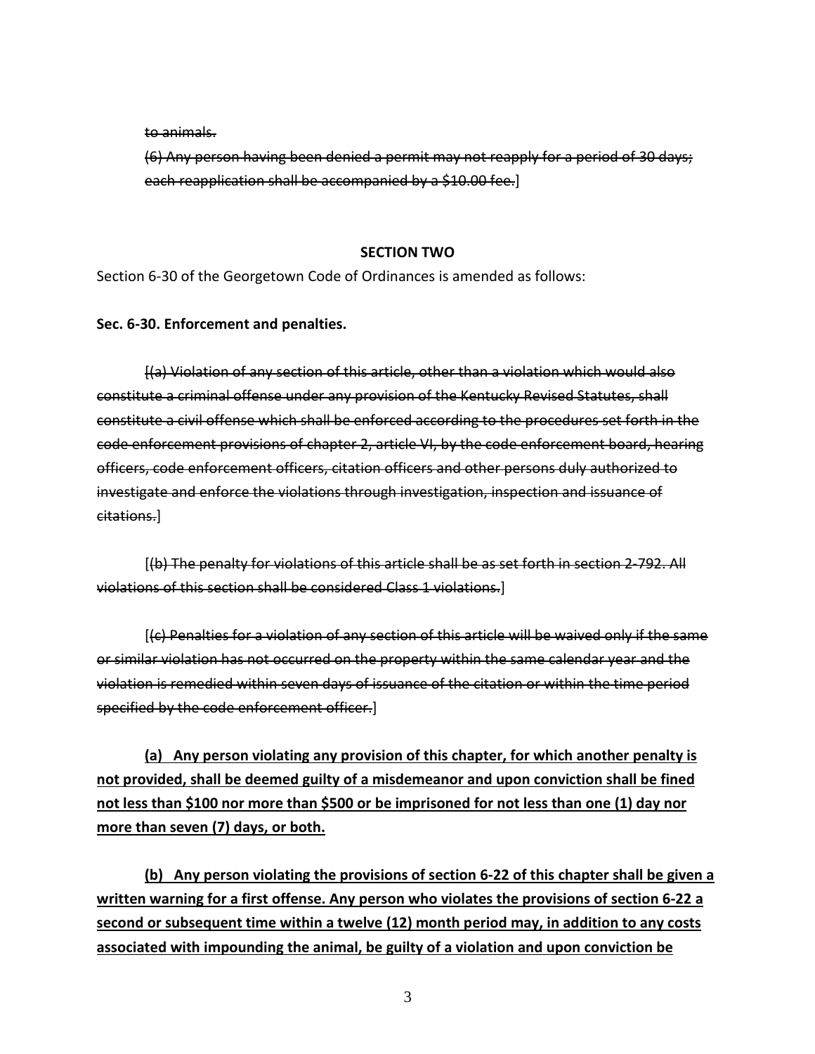~~to animals.~~

~~(6) Any person having been denied a permit may not reapply for a period of 30 days; each reapplication shall be accompanied by a $10.00 fee.~~]

**SECTION TWO**

Section 6-30 of the Georgetown Code of Ordinances is amended as follows:

**Sec. 6-30. Enforcement and penalties.**

[~~(a) Violation of any section of this article, other than a violation which would also constitute a criminal offense under any provision of the Kentucky Revised Statutes, shall constitute a civil offense which shall be enforced according to the procedures set forth in the code enforcement provisions of chapter 2, article VI, by the code enforcement board, hearing officers, code enforcement officers, citation officers and other persons duly authorized to investigate and enforce the violations through investigation, inspection and issuance of citations.~~]

[~~(b) The penalty for violations of this article shall be as set forth in section 2-792. All violations of this section shall be considered Class 1 violations.~~]

[~~(c) Penalties for a violation of any section of this article will be waived only if the same or similar violation has not occurred on the property within the same calendar year and the violation is remedied within seven days of issuance of the citation or within the time period specified by the code enforcement officer.~~]

<u>**(a) Any person violating any provision of this chapter, for which another penalty is not provided, shall be deemed guilty of a misdemeanor and upon conviction shall be fined not less than $100 nor more than $500 or be imprisoned for not less than one (1) day nor more than seven (7) days, or both.**</u>

<u>**(b) Any person violating the provisions of section 6-22 of this chapter shall be given a written warning for a first offense. Any person who violates the provisions of section 6-22 a second or subsequent time within a twelve (12) month period may, in addition to any costs associated with impounding the animal, be guilty of a violation and upon conviction be**</u>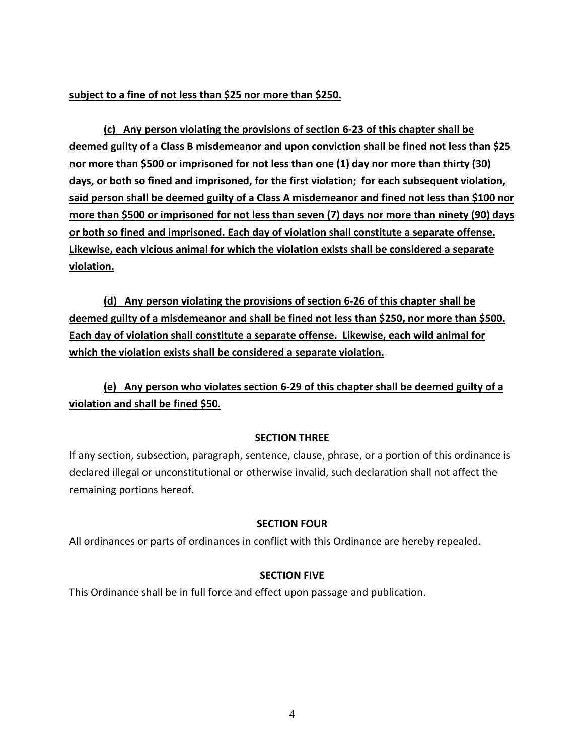**subject to a fine of not less than $25 nor more than $250.**

**(c) Any person violating the provisions of section 6-23 of this chapter shall be deemed guilty of a Class B misdemeanor and upon conviction shall be fined not less than $25 nor more than $500 or imprisoned for not less than one (1) day nor more than thirty (30) days, or both so fined and imprisoned, for the first violation; for each subsequent violation, said person shall be deemed guilty of a Class A misdemeanor and fined not less than $100 nor more than $500 or imprisoned for not less than seven (7) days nor more than ninety (90) days or both so fined and imprisoned. Each day of violation shall constitute a separate offense. Likewise, each vicious animal for which the violation exists shall be considered a separate violation.**

**(d) Any person violating the provisions of section 6-26 of this chapter shall be deemed guilty of a misdemeanor and shall be fined not less than $250, nor more than $500. Each day of violation shall constitute a separate offense. Likewise, each wild animal for which the violation exists shall be considered a separate violation.**

**(e) Any person who violates section 6-29 of this chapter shall be deemed guilty of a violation and shall be fined $50.**

## SECTION THREE

If any section, subsection, paragraph, sentence, clause, phrase, or a portion of this ordinance is declared illegal or unconstitutional or otherwise invalid, such declaration shall not affect the remaining portions hereof.

## SECTION FOUR

All ordinances or parts of ordinances in conflict with this Ordinance are hereby repealed.

## SECTION FIVE

This Ordinance shall be in full force and effect upon passage and publication.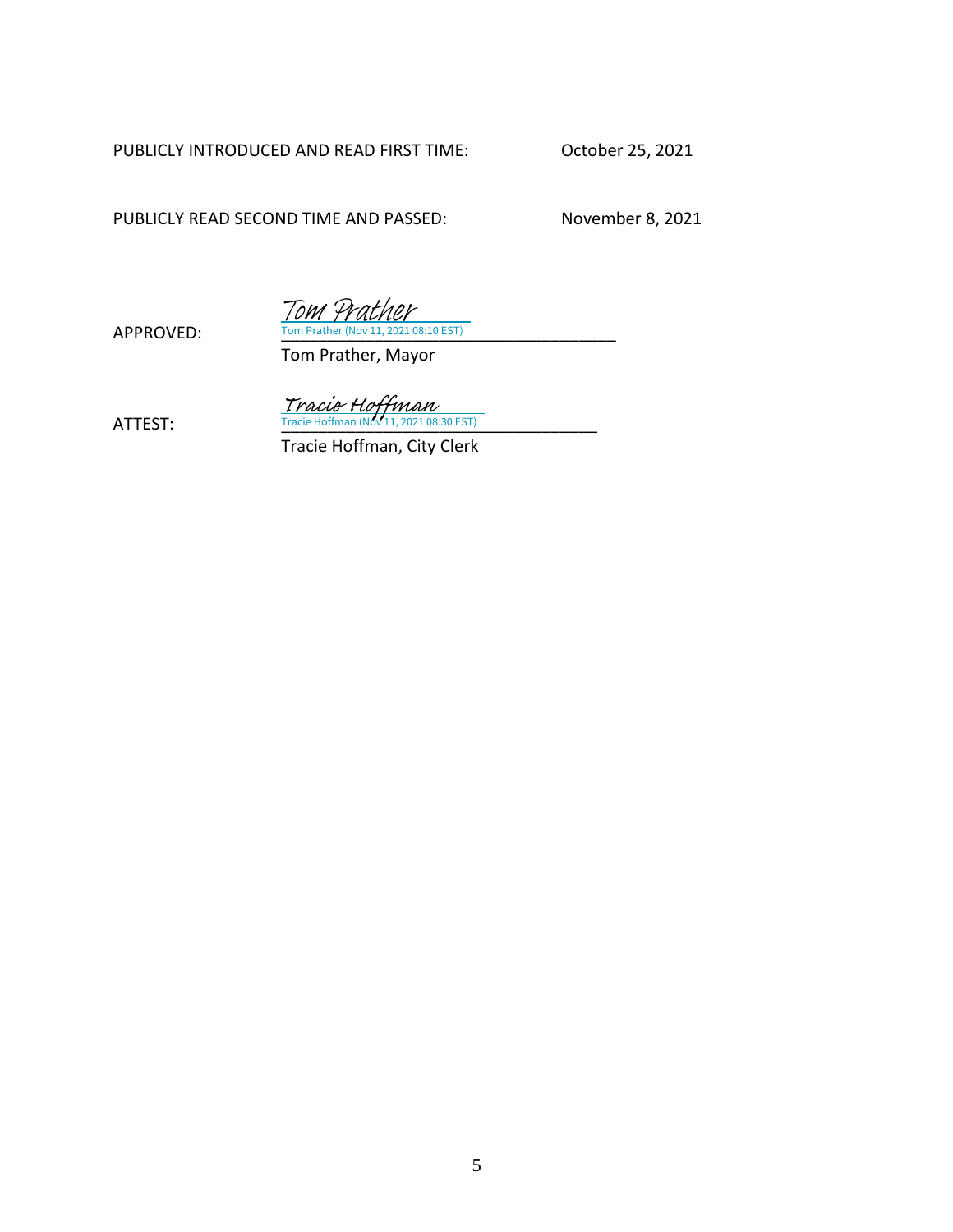PUBLICLY INTRODUCED AND READ FIRST TIME: October 25, 2021

PUBLICLY READ SECOND TIME AND PASSED: November 8, 2021

APPROVED: *Tom Prather*
Tom Prather (Nov 11, 2021 08:10 EST)
\_\_\_\_\_\_\_\_\_\_\_\_\_\_\_\_\_\_\_\_\_\_\_\_\_\_\_\_\_\_\_\_\_\_\_\_\_\_\_\_
Tom Prather, Mayor

ATTEST: *Tracie Hoffman*
Tracie Hoffman (Nov 11, 2021 08:30 EST)
\_\_\_\_\_\_\_\_\_\_\_\_\_\_\_\_\_\_\_\_\_\_\_\_\_\_\_\_\_\_\_\_\_\_\_\_\_\_\_\_
Tracie Hoffman, City Clerk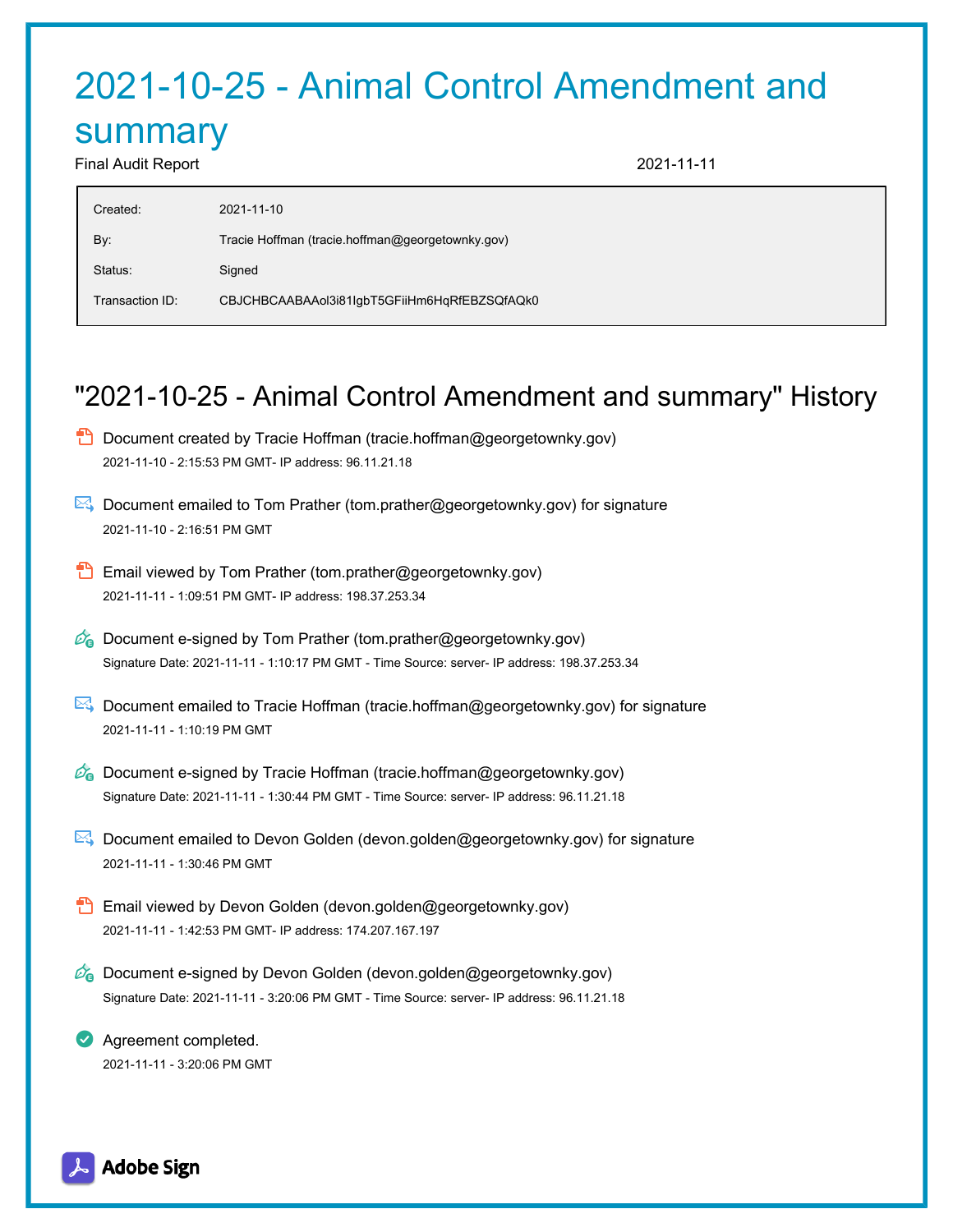# 2021-10-25 - Animal Control Amendment and summary

Final Audit Report 2021-11-11

| | |
|---|---|
| Created: | 2021-11-10 |
| By: | Tracie Hoffman (tracie.hoffman@georgetownky.gov) |
| Status: | Signed |
| Transaction ID: | CBJCHBCAABAAol3i81IgbT5GFiiHm6HqRfEBZSQfAQk0 |

## "2021-10-25 - Animal Control Amendment and summary" History

- Document created by Tracie Hoffman (tracie.hoffman@georgetownky.gov)
  2021-11-10 - 2:15:53 PM GMT- IP address: 96.11.21.18

- Document emailed to Tom Prather (tom.prather@georgetownky.gov) for signature
  2021-11-10 - 2:16:51 PM GMT

- Email viewed by Tom Prather (tom.prather@georgetownky.gov)
  2021-11-11 - 1:09:51 PM GMT- IP address: 198.37.253.34

- Document e-signed by Tom Prather (tom.prather@georgetownky.gov)
  Signature Date: 2021-11-11 - 1:10:17 PM GMT - Time Source: server- IP address: 198.37.253.34

- Document emailed to Tracie Hoffman (tracie.hoffman@georgetownky.gov) for signature
  2021-11-11 - 1:10:19 PM GMT

- Document e-signed by Tracie Hoffman (tracie.hoffman@georgetownky.gov)
  Signature Date: 2021-11-11 - 1:30:44 PM GMT - Time Source: server- IP address: 96.11.21.18

- Document emailed to Devon Golden (devon.golden@georgetownky.gov) for signature
  2021-11-11 - 1:30:46 PM GMT

- Email viewed by Devon Golden (devon.golden@georgetownky.gov)
  2021-11-11 - 1:42:53 PM GMT- IP address: 174.207.167.197

- Document e-signed by Devon Golden (devon.golden@georgetownky.gov)
  Signature Date: 2021-11-11 - 3:20:06 PM GMT - Time Source: server- IP address: 96.11.21.18

- Agreement completed.
  2021-11-11 - 3:20:06 PM GMT

Adobe Sign